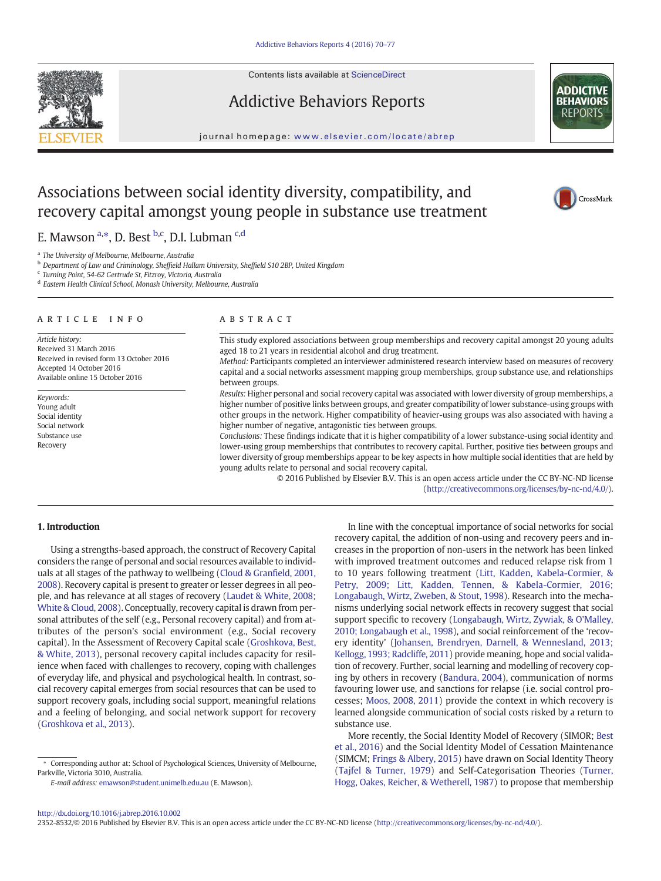# Associations between social identity diversity, compatibility, and recovery capital amongst young people in substance use treatment

E. Mawson [a,*], D. Best [b,c], D.I. Lubman [c,d]

[a] The University of Melbourne, Melbourne, Australia
[b] Department of Law and Criminology, Sheffield Hallam University, Sheffield S10 2BP, United Kingdom
[c] Turning Point, 54-62 Gertrude St, Fitzroy, Victoria, Australia
[d] Eastern Health Clinical School, Monash University, Melbourne, Australia

## ARTICLE INFO

*Article history:*
Received 31 March 2016
Received in revised form 13 October 2016
Accepted 14 October 2016
Available online 15 October 2016

*Keywords:*
Young adult
Social identity
Social network
Substance use
Recovery

## ABSTRACT

This study explored associations between group memberships and recovery capital amongst 20 young adults aged 18 to 21 years in residential alcohol and drug treatment.

*Method:* Participants completed an interviewer administered research interview based on measures of recovery capital and a social networks assessment mapping group memberships, group substance use, and relationships between groups.

*Results:* Higher personal and social recovery capital was associated with lower diversity of group memberships, a higher number of positive links between groups, and greater compatibility of lower substance-using groups with other groups in the network. Higher compatibility of heavier-using groups was also associated with having a higher number of negative, antagonistic ties between groups.

*Conclusions:* These findings indicate that it is higher compatibility of a lower substance-using social identity and lower-using group memberships that contributes to recovery capital. Further, positive ties between groups and lower diversity of group memberships appear to be key aspects in how multiple social identities that are held by young adults relate to personal and social recovery capital.

© 2016 Published by Elsevier B.V. This is an open access article under the CC BY-NC-ND license (http://creativecommons.org/licenses/by-nc-nd/4.0/).

## 1. Introduction

Using a strengths-based approach, the construct of Recovery Capital considers the range of personal and social resources available to individuals at all stages of the pathway to wellbeing (Cloud & Granfield, 2001, 2008). Recovery capital is present to greater or lesser degrees in all people, and has relevance at all stages of recovery (Laudet & White, 2008; White & Cloud, 2008). Conceptually, recovery capital is drawn from personal attributes of the self (e.g., Personal recovery capital) and from attributes of the person's social environment (e.g., Social recovery capital). In the Assessment of Recovery Capital scale (Groshkova, Best, & White, 2013), personal recovery capital includes capacity for resilience when faced with challenges to recovery, coping with challenges of everyday life, and physical and psychological health. In contrast, social recovery capital emerges from social resources that can be used to support recovery goals, including social support, meaningful relations and a feeling of belonging, and social network support for recovery (Groshkova et al., 2013).

In line with the conceptual importance of social networks for social recovery capital, the addition of non-using and recovery peers and increases in the proportion of non-users in the network has been linked with improved treatment outcomes and reduced relapse risk from 1 to 10 years following treatment (Litt, Kadden, Kabela-Cormier, & Petry, 2009; Litt, Kadden, Tennen, & Kabela-Cormier, 2016; Longabaugh, Wirtz, Zweben, & Stout, 1998). Research into the mechanisms underlying social network effects in recovery suggest that social support specific to recovery (Longabaugh, Wirtz, Zywiak, & O'Malley, 2010; Longabaugh et al., 1998), and social reinforcement of the 'recovery identity' (Johansen, Brendryen, Darnell, & Wennesland, 2013; Kellogg, 1993; Radcliffe, 2011) provide meaning, hope and social validation of recovery. Further, social learning and modelling of recovery coping by others in recovery (Bandura, 2004), communication of norms favouring lower use, and sanctions for relapse (i.e. social control processes; Moos, 2008, 2011) provide the context in which recovery is learned alongside communication of social costs risked by a return to substance use.

More recently, the Social Identity Model of Recovery (SIMOR; Best et al., 2016) and the Social Identity Model of Cessation Maintenance (SIMCM; Frings & Albery, 2015) have drawn on Social Identity Theory (Tajfel & Turner, 1979) and Self-Categorisation Theories (Turner, Hogg, Oakes, Reicher, & Wetherell, 1987) to propose that membership

---

\* Corresponding author at: School of Psychological Sciences, University of Melbourne, Parkville, Victoria 3010, Australia.

*E-mail address:* emawson@student.unimelb.edu.au (E. Mawson).

http://dx.doi.org/10.1016/j.abrep.2016.10.002
2352-8532/© 2016 Published by Elsevier B.V. This is an open access article under the CC BY-NC-ND license (http://creativecommons.org/licenses/by-nc-nd/4.0/).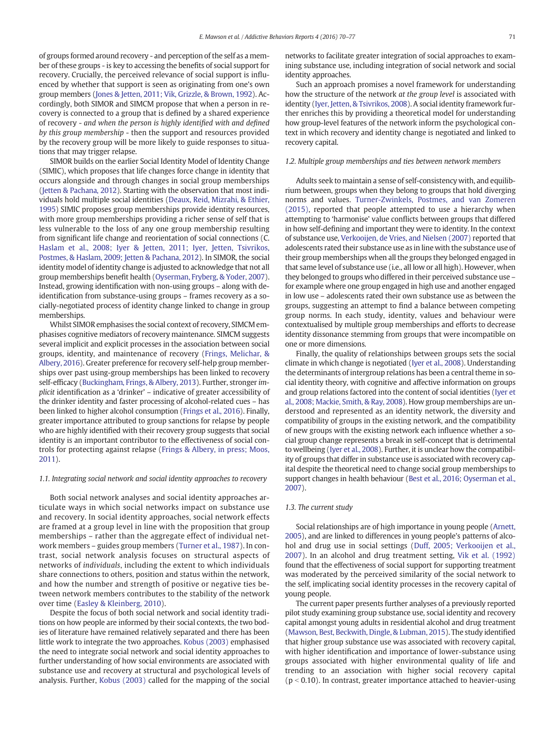of groups formed around recovery - and perception of the self as a member of these groups - is key to accessing the benefits of social support for recovery. Crucially, the perceived relevance of social support is influenced by whether that support is seen as originating from one's own group members (Jones & Jetten, 2011; Vik, Grizzle, & Brown, 1992). Accordingly, both SIMOR and SIMCM propose that when a person in recovery is connected to a group that is defined by a shared experience of recovery - *and when the person is highly identified with and defined by this group membership* - then the support and resources provided by the recovery group will be more likely to guide responses to situations that may trigger relapse.

SIMOR builds on the earlier Social Identity Model of Identity Change (SIMIC), which proposes that life changes force change in identity that occurs alongside and through changes in social group memberships (Jetten & Pachana, 2012). Starting with the observation that most individuals hold multiple social identities (Deaux, Reid, Mizrahi, & Ethier, 1995) SIMIC proposes group memberships provide identity resources, with more group memberships providing a richer sense of self that is less vulnerable to the loss of any one group membership resulting from significant life change and reorientation of social connections (C. Haslam et al., 2008; Iyer & Jetten, 2011; Iyer, Jetten, Tsivrikos, Postmes, & Haslam, 2009; Jetten & Pachana, 2012). In SIMOR, the social identity model of identity change is adjusted to acknowledge that not all group memberships benefit health (Oyserman, Fryberg, & Yoder, 2007). Instead, growing identification with non-using groups – along with de-identification from substance-using groups – frames recovery as a socially-negotiated process of identity change linked to change in group memberships.

Whilst SIMOR emphasises the social context of recovery, SIMCM emphasises cognitive mediators of recovery maintenance. SIMCM suggests several implicit and explicit processes in the association between social groups, identity, and maintenance of recovery (Frings, Melichar, & Albery, 2016). Greater preference for recovery self-help group memberships over past using-group memberships has been linked to recovery self-efficacy (Buckingham, Frings, & Albery, 2013). Further, stronger *implicit* identification as a 'drinker' – indicative of greater accessibility of the drinker identity and faster processing of alcohol-related cues – has been linked to higher alcohol consumption (Frings et al., 2016). Finally, greater importance attributed to group sanctions for relapse by people who are highly identified with their recovery group suggests that social identity is an important contributor to the effectiveness of social controls for protecting against relapse (Frings & Albery, in press; Moos, 2011).

### 1.1. Integrating social network and social identity approaches to recovery

Both social network analyses and social identity approaches articulate ways in which social networks impact on substance use and recovery. In social identity approaches, social network effects are framed at a group level in line with the proposition that group memberships – rather than the aggregate effect of individual network members – guides group members (Turner et al., 1987). In contrast, social network analysis focuses on structural aspects of networks of *individuals*, including the extent to which individuals share connections to others, position and status within the network, and how the number and strength of positive or negative ties between network members contributes to the stability of the network over time (Easley & Kleinberg, 2010).

Despite the focus of both social network and social identity traditions on how people are informed by their social contexts, the two bodies of literature have remained relatively separated and there has been little work to integrate the two approaches. Kobus (2003) emphasised the need to integrate social network and social identity approaches to further understanding of how social environments are associated with substance use and recovery at structural and psychological levels of analysis. Further, Kobus (2003) called for the mapping of the social networks to facilitate greater integration of social approaches to examining substance use, including integration of social network and social identity approaches.

Such an approach promises a novel framework for understanding how the structure of the network *at the group level* is associated with identity (Iyer, Jetten, & Tsivrikos, 2008). A social identity framework further enriches this by providing a theoretical model for understanding how group-level features of the network inform the psychological context in which recovery and identity change is negotiated and linked to recovery capital.

### 1.2. Multiple group memberships and ties between network members

Adults seek to maintain a sense of self-consistency with, and equilibrium between, groups when they belong to groups that hold diverging norms and values. Turner-Zwinkels, Postmes, and van Zomeren (2015), reported that people attempted to use a hierarchy when attempting to 'harmonise' value conflicts between groups that differed in how self-defining and important they were to identity. In the context of substance use, Verkooijen, de Vries, and Nielsen (2007) reported that adolescents rated their substance use as in line with the substance use of their group memberships when all the groups they belonged engaged in that same level of substance use (i.e., all low or all high). However, when they belonged to groups who differed in their perceived substance use – for example where one group engaged in high use and another engaged in low use – adolescents rated their own substance use as between the groups, suggesting an attempt to find a balance between competing group norms. In each study, identity, values and behaviour were contextualised by multiple group memberships and efforts to decrease identity dissonance stemming from groups that were incompatible on one or more dimensions.

Finally, the quality of relationships between groups sets the social climate in which change is negotiated (Iyer et al., 2008). Understanding the determinants of intergroup relations has been a central theme in social identity theory, with cognitive and affective information on groups and group relations factored into the content of social identities (Iyer et al., 2008; Mackie, Smith, & Ray, 2008). How group memberships are understood and represented as an identity network, the diversity and compatibility of groups in the existing network, and the compatibility of new groups with the existing network each influence whether a social group change represents a break in self-concept that is detrimental to wellbeing (Iyer et al., 2008). Further, it is unclear how the compatibility of groups that differ in substance use is associated with recovery capital despite the theoretical need to change social group memberships to support changes in health behaviour (Best et al., 2016; Oyserman et al., 2007).

### 1.3. The current study

Social relationships are of high importance in young people (Arnett, 2005), and are linked to differences in young people's patterns of alcohol and drug use in social settings (Duff, 2005; Verkooijen et al., 2007). In an alcohol and drug treatment setting, Vik et al. (1992) found that the effectiveness of social support for supporting treatment was moderated by the perceived similarity of the social network to the self, implicating social identity processes in the recovery capital of young people.

The current paper presents further analyses of a previously reported pilot study examining group substance use, social identity and recovery capital amongst young adults in residential alcohol and drug treatment (Mawson, Best, Beckwith, Dingle, & Lubman, 2015). The study identified that higher group substance use was associated with recovery capital, with higher identification and importance of lower-substance using groups associated with higher environmental quality of life and trending to an association with higher social recovery capital ($p < 0.10$). In contrast, greater importance attached to heavier-using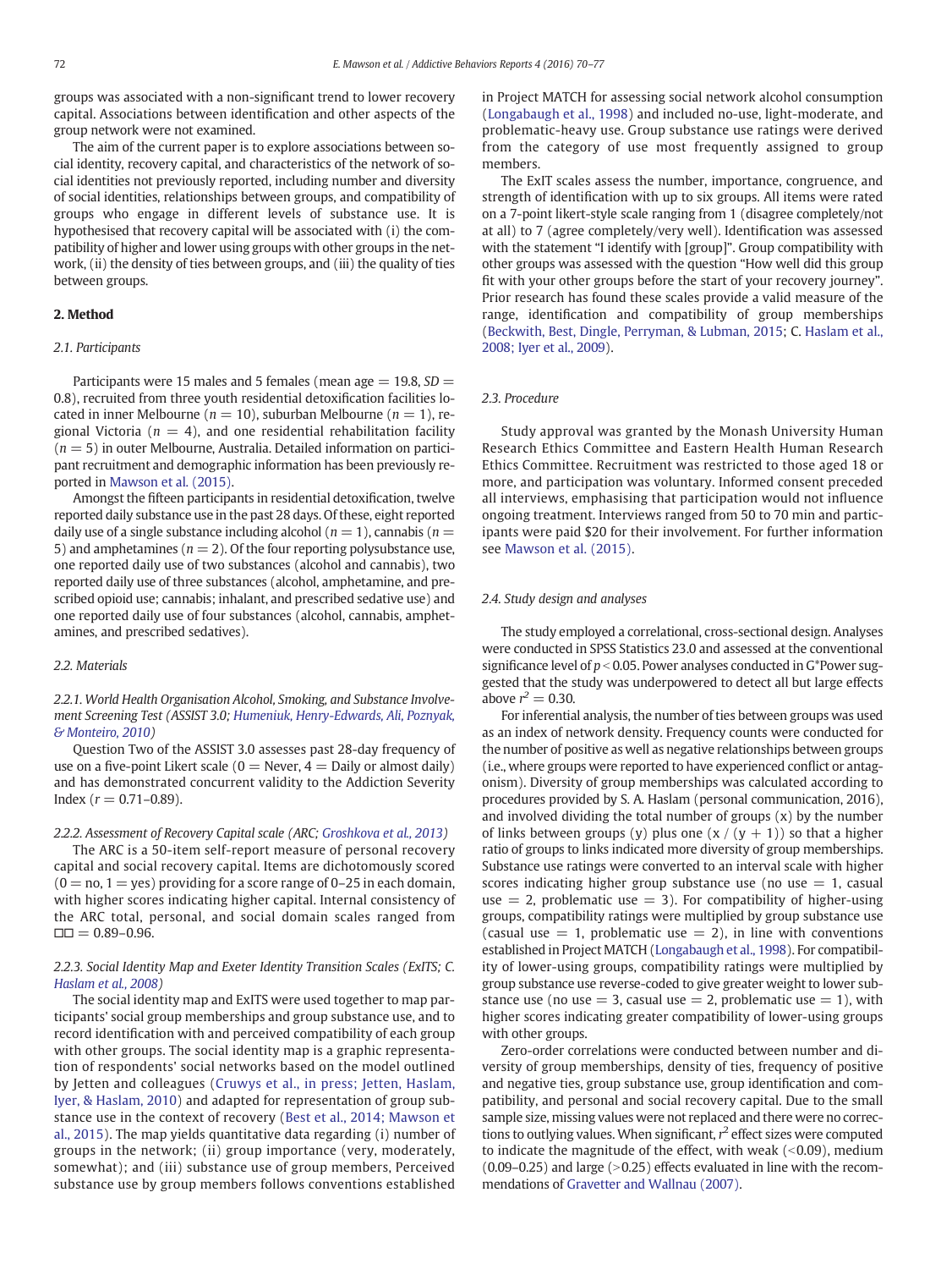groups was associated with a non-significant trend to lower recovery capital. Associations between identification and other aspects of the group network were not examined.

The aim of the current paper is to explore associations between social identity, recovery capital, and characteristics of the network of social identities not previously reported, including number and diversity of social identities, relationships between groups, and compatibility of groups who engage in different levels of substance use. It is hypothesised that recovery capital will be associated with (i) the compatibility of higher and lower using groups with other groups in the network, (ii) the density of ties between groups, and (iii) the quality of ties between groups.

## 2. Method

### 2.1. Participants

Participants were 15 males and 5 females (mean age = 19.8, *SD* = 0.8), recruited from three youth residential detoxification facilities located in inner Melbourne (*n* = 10), suburban Melbourne (*n* = 1), regional Victoria (*n* = 4), and one residential rehabilitation facility (*n* = 5) in outer Melbourne, Australia. Detailed information on participant recruitment and demographic information has been previously reported in Mawson et al. (2015).

Amongst the fifteen participants in residential detoxification, twelve reported daily substance use in the past 28 days. Of these, eight reported daily use of a single substance including alcohol (*n* = 1), cannabis (*n* = 5) and amphetamines (*n* = 2). Of the four reporting polysubstance use, one reported daily use of two substances (alcohol and cannabis), two reported daily use of three substances (alcohol, amphetamine, and prescribed opioid use; cannabis; inhalant, and prescribed sedative use) and one reported daily use of four substances (alcohol, cannabis, amphetamines, and prescribed sedatives).

### 2.2. Materials

#### 2.2.1. World Health Organisation Alcohol, Smoking, and Substance Involvement Screening Test (ASSIST 3.0; Humeniuk, Henry-Edwards, Ali, Poznyak, & Monteiro, 2010)

Question Two of the ASSIST 3.0 assesses past 28-day frequency of use on a five-point Likert scale (0 = Never, 4 = Daily or almost daily) and has demonstrated concurrent validity to the Addiction Severity Index ($r = 0.71$–$0.89$).

#### 2.2.2. Assessment of Recovery Capital scale (ARC; Groshkova et al., 2013)

The ARC is a 50-item self-report measure of personal recovery capital and social recovery capital. Items are dichotomously scored (0 = no, 1 = yes) providing for a score range of 0–25 in each domain, with higher scores indicating higher capital. Internal consistency of the ARC total, personal, and social domain scales ranged from □□ = 0.89–0.96.

#### 2.2.3. Social Identity Map and Exeter Identity Transition Scales (ExITS; C. Haslam et al., 2008)

The social identity map and ExITS were used together to map participants' social group memberships and group substance use, and to record identification with and perceived compatibility of each group with other groups. The social identity map is a graphic representation of respondents' social networks based on the model outlined by Jetten and colleagues (Cruwys et al., in press; Jetten, Haslam, Iyer, & Haslam, 2010) and adapted for representation of group substance use in the context of recovery (Best et al., 2014; Mawson et al., 2015). The map yields quantitative data regarding (i) number of groups in the network; (ii) group importance (very, moderately, somewhat); and (iii) substance use of group members, Perceived substance use by group members follows conventions established in Project MATCH for assessing social network alcohol consumption (Longabaugh et al., 1998) and included no-use, light-moderate, and problematic-heavy use. Group substance use ratings were derived from the category of use most frequently assigned to group members.

The ExIT scales assess the number, importance, congruence, and strength of identification with up to six groups. All items were rated on a 7-point likert-style scale ranging from 1 (disagree completely/not at all) to 7 (agree completely/very well). Identification was assessed with the statement "I identify with [group]". Group compatibility with other groups was assessed with the question "How well did this group fit with your other groups before the start of your recovery journey". Prior research has found these scales provide a valid measure of the range, identification and compatibility of group memberships (Beckwith, Best, Dingle, Perryman, & Lubman, 2015; C. Haslam et al., 2008; Iyer et al., 2009).

### 2.3. Procedure

Study approval was granted by the Monash University Human Research Ethics Committee and Eastern Health Human Research Ethics Committee. Recruitment was restricted to those aged 18 or more, and participation was voluntary. Informed consent preceded all interviews, emphasising that participation would not influence ongoing treatment. Interviews ranged from 50 to 70 min and participants were paid $20 for their involvement. For further information see Mawson et al. (2015).

### 2.4. Study design and analyses

The study employed a correlational, cross-sectional design. Analyses were conducted in SPSS Statistics 23.0 and assessed at the conventional significance level of $p < 0.05$. Power analyses conducted in G*Power suggested that the study was underpowered to detect all but large effects above $r^2 = 0.30$.

For inferential analysis, the number of ties between groups was used as an index of network density. Frequency counts were conducted for the number of positive as well as negative relationships between groups (i.e., where groups were reported to have experienced conflict or antagonism). Diversity of group memberships was calculated according to procedures provided by S. A. Haslam (personal communication, 2016), and involved dividing the total number of groups (x) by the number of links between groups (y) plus one ($x / (y + 1)$) so that a higher ratio of groups to links indicated more diversity of group memberships. Substance use ratings were converted to an interval scale with higher scores indicating higher group substance use (no use = 1, casual use = 2, problematic use = 3). For compatibility of higher-using groups, compatibility ratings were multiplied by group substance use (casual use = 1, problematic use = 2), in line with conventions established in Project MATCH (Longabaugh et al., 1998). For compatibility of lower-using groups, compatibility ratings were multiplied by group substance use reverse-coded to give greater weight to lower substance use (no use = 3, casual use = 2, problematic use = 1), with higher scores indicating greater compatibility of lower-using groups with other groups.

Zero-order correlations were conducted between number and diversity of group memberships, density of ties, frequency of positive and negative ties, group substance use, group identification and compatibility, and personal and social recovery capital. Due to the small sample size, missing values were not replaced and there were no corrections to outlying values. When significant, $r^2$ effect sizes were computed to indicate the magnitude of the effect, with weak (<0.09), medium (0.09–0.25) and large (>0.25) effects evaluated in line with the recommendations of Gravetter and Wallnau (2007).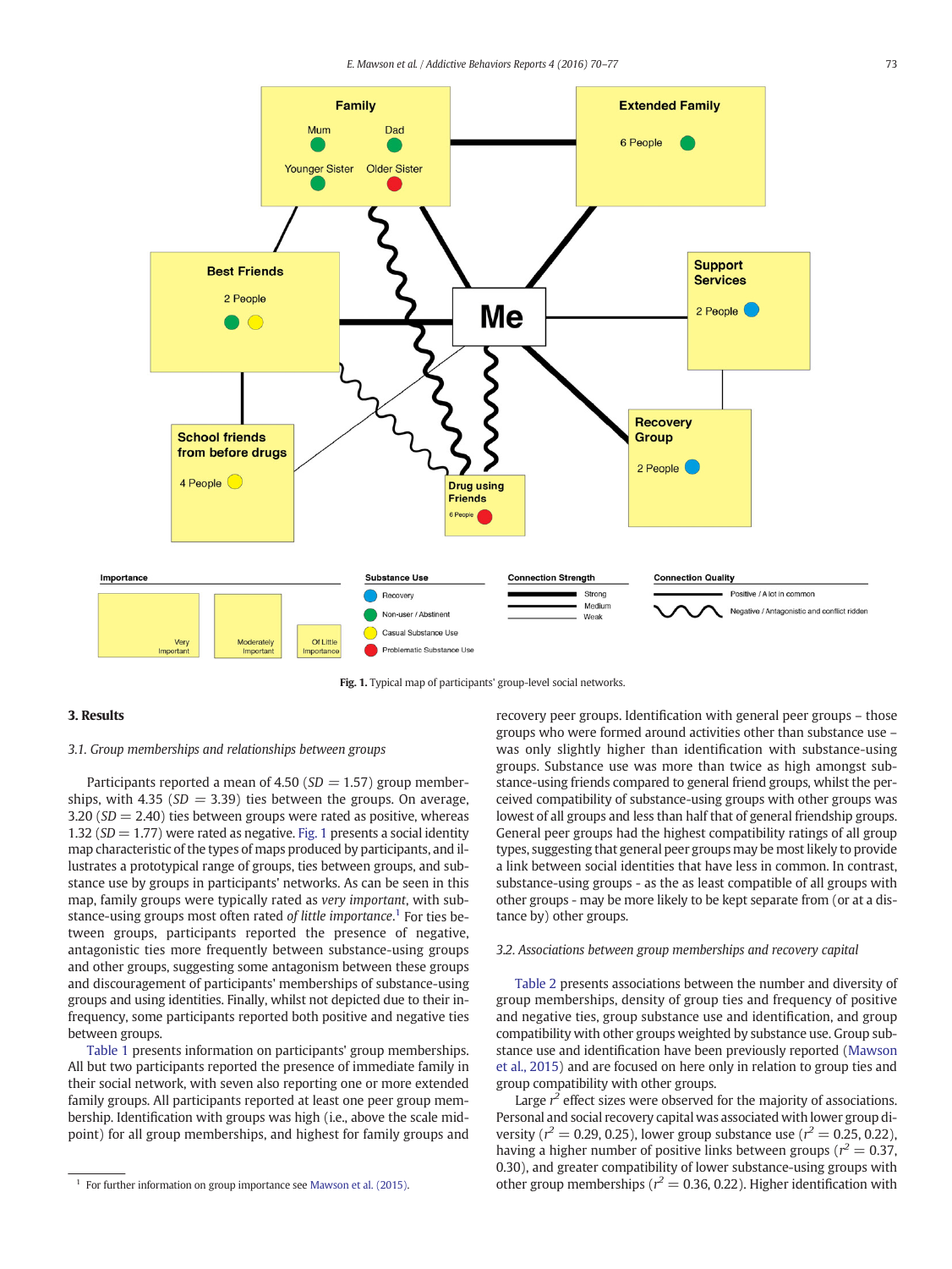Fig. 1. Typical map of participants' group-level social networks.

## 3. Results

### 3.1. Group memberships and relationships between groups

Participants reported a mean of 4.50 ($SD = 1.57$) group memberships, with 4.35 ($SD = 3.39$) ties between the groups. On average, 3.20 ($SD = 2.40$) ties between groups were rated as positive, whereas 1.32 ($SD = 1.77$) were rated as negative. Fig. 1 presents a social identity map characteristic of the types of maps produced by participants, and illustrates a prototypical range of groups, ties between groups, and substance use by groups in participants' networks. As can be seen in this map, family groups were typically rated as *very important*, with substance-using groups most often rated *of little importance*.[1] For ties between groups, participants reported the presence of negative, antagonistic ties more frequently between substance-using groups and other groups, suggesting some antagonism between these groups and discouragement of participants' memberships of substance-using groups and using identities. Finally, whilst not depicted due to their infrequency, some participants reported both positive and negative ties between groups.

Table 1 presents information on participants' group memberships. All but two participants reported the presence of immediate family in their social network, with seven also reporting one or more extended family groups. All participants reported at least one peer group membership. Identification with groups was high (i.e., above the scale mid-point) for all group memberships, and highest for family groups and recovery peer groups. Identification with general peer groups – those groups who were formed around activities other than substance use – was only slightly higher than identification with substance-using groups. Substance use was more than twice as high amongst substance-using friends compared to general friend groups, whilst the perceived compatibility of substance-using groups with other groups was lowest of all groups and less than half that of general friendship groups. General peer groups had the highest compatibility ratings of all group types, suggesting that general peer groups may be most likely to provide a link between social identities that have less in common. In contrast, substance-using groups - as the as least compatible of all groups with other groups - may be more likely to be kept separate from (or at a distance by) other groups.

### 3.2. Associations between group memberships and recovery capital

Table 2 presents associations between the number and diversity of group memberships, density of group ties and frequency of positive and negative ties, group substance use and identification, and group compatibility with other groups weighted by substance use. Group substance use and identification have been previously reported (Mawson et al., 2015) and are focused on here only in relation to group ties and group compatibility with other groups.

Large $r^2$ effect sizes were observed for the majority of associations. Personal and social recovery capital was associated with lower group diversity ($r^2 = 0.29, 0.25$), lower group substance use ($r^2 = 0.25, 0.22$), having a higher number of positive links between groups ($r^2 = 0.37, 0.30$), and greater compatibility of lower substance-using groups with other group memberships ($r^2 = 0.36, 0.22$). Higher identification with

[1] For further information on group importance see Mawson et al. (2015).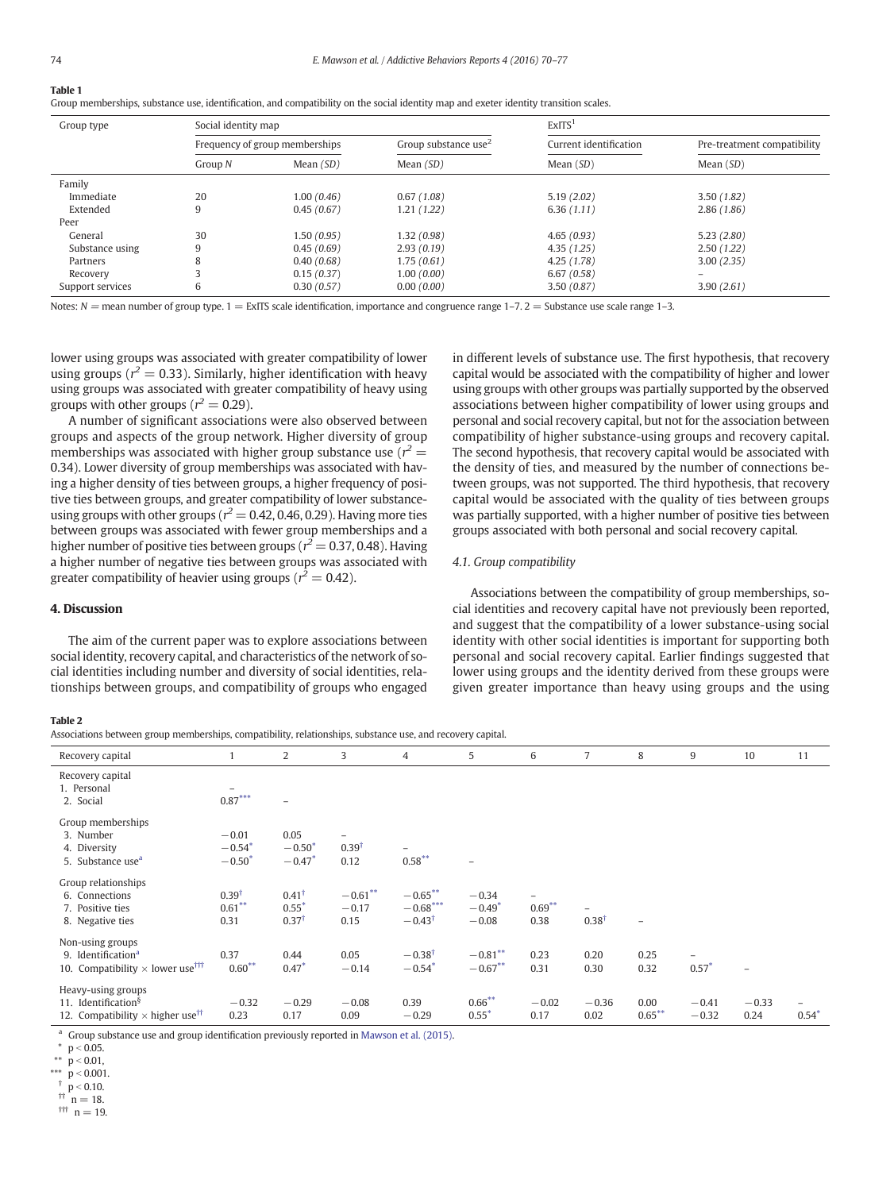**Table 1**
Group memberships, substance use, identification, and compatibility on the social identity map and exeter identity transition scales.

| Group type | Social identity map | | | ExITS[1] | |
|---|---|---|---|---|---|
| | Frequency of group memberships | | Group substance use[2] | Current identification | Pre-treatment compatibility |
| | Group N | Mean (SD) | Mean (SD) | Mean (SD) | Mean (SD) |
| Family | | | | | |
| Immediate | 20 | 1.00 (0.46) | 0.67 (1.08) | 5.19 (2.02) | 3.50 (1.82) |
| Extended | 9 | 0.45 (0.67) | 1.21 (1.22) | 6.36 (1.11) | 2.86 (1.86) |
| Peer | | | | | |
| General | 30 | 1.50 (0.95) | 1.32 (0.98) | 4.65 (0.93) | 5.23 (2.80) |
| Substance using | 9 | 0.45 (0.69) | 2.93 (0.19) | 4.35 (1.25) | 2.50 (1.22) |
| Partners | 8 | 0.40 (0.68) | 1.75 (0.61) | 4.25 (1.78) | 3.00 (2.35) |
| Recovery | 3 | 0.15 (0.37) | 1.00 (0.00) | 6.67 (0.58) | – |
| Support services | 6 | 0.30 (0.57) | 0.00 (0.00) | 3.50 (0.87) | 3.90 (2.61) |

Notes: N = mean number of group type. 1 = ExITS scale identification, importance and congruence range 1–7. 2 = Substance use scale range 1–3.

lower using groups was associated with greater compatibility of lower using groups ($r^2 = 0.33$). Similarly, higher identification with heavy using groups was associated with greater compatibility of heavy using groups with other groups ($r^2 = 0.29$).

A number of significant associations were also observed between groups and aspects of the group network. Higher diversity of group memberships was associated with higher group substance use ($r^2 = 0.34$). Lower diversity of group memberships was associated with having a higher density of ties between groups, a higher frequency of positive ties between groups, and greater compatibility of lower substance-using groups with other groups ($r^2 = 0.42, 0.46, 0.29$). Having more ties between groups was associated with fewer group memberships and a higher number of positive ties between groups ($r^2 = 0.37, 0.48$). Having a higher number of negative ties between groups was associated with greater compatibility of heavier using groups ($r^2 = 0.42$).

## 4. Discussion

The aim of the current paper was to explore associations between social identity, recovery capital, and characteristics of the network of social identities including number and diversity of social identities, relationships between groups, and compatibility of groups who engaged in different levels of substance use. The first hypothesis, that recovery capital would be associated with the compatibility of higher and lower using groups with other groups was partially supported by the observed associations between higher compatibility of lower using groups and personal and social recovery capital, but not for the association between compatibility of higher substance-using groups and recovery capital. The second hypothesis, that recovery capital would be associated with the density of ties, and measured by the number of connections between groups, was not supported. The third hypothesis, that recovery capital would be associated with the quality of ties between groups was partially supported, with a higher number of positive ties between groups associated with both personal and social recovery capital.

### 4.1. Group compatibility

Associations between the compatibility of group memberships, social identities and recovery capital have not previously been reported, and suggest that the compatibility of a lower substance-using social identity with other social identities is important for supporting both personal and social recovery capital. Earlier findings suggested that lower using groups and the identity derived from these groups were given greater importance than heavy using groups and the using

**Table 2**
Associations between group memberships, compatibility, relationships, substance use, and recovery capital.

| Recovery capital | 1 | 2 | 3 | 4 | 5 | 6 | 7 | 8 | 9 | 10 | 11 |
|---|---|---|---|---|---|---|---|---|---|---|---|
| Recovery capital | | | | | | | | | | | |
| 1. Personal | – | | | | | | | | | | |
| 2. Social | 0.87*** | – | | | | | | | | | |
| Group memberships | | | | | | | | | | | |
| 3. Number | −0.01 | 0.05 | – | | | | | | | | |
| 4. Diversity | −0.54* | −0.50* | 0.39† | – | | | | | | | |
| 5. Substance use[a] | −0.50* | −0.47* | 0.12 | 0.58** | – | | | | | | |
| Group relationships | | | | | | | | | | | |
| 6. Connections | 0.39† | 0.41† | −0.61** | −0.65** | −0.34 | – | | | | | |
| 7. Positive ties | 0.61** | 0.55* | −0.17 | −0.68*** | −0.49* | 0.69** | – | | | | |
| 8. Negative ties | 0.31 | 0.37† | 0.15 | −0.43† | −0.08 | 0.38 | 0.38† | – | | | |
| Non-using groups | | | | | | | | | | | |
| 9. Identification[a] | 0.37 | 0.44 | 0.05 | −0.38† | −0.81** | 0.23 | 0.20 | 0.25 | – | | |
| 10. Compatibility × lower use[†††] | 0.60** | 0.47* | −0.14 | −0.54* | −0.67** | 0.31 | 0.30 | 0.32 | 0.57* | – | |
| Heavy-using groups | | | | | | | | | | | |
| 11. Identification[§] | −0.32 | −0.29 | −0.08 | 0.39 | 0.66** | −0.02 | −0.36 | 0.00 | −0.41 | −0.33 | – |
| 12. Compatibility × higher use[††] | 0.23 | 0.17 | 0.09 | −0.29 | 0.55* | 0.17 | 0.02 | 0.65** | −0.32 | 0.24 | 0.54* |

[a] Group substance use and group identification previously reported in Mawson et al. (2015).
\* $p < 0.05$.
\*\* $p < 0.01$,
\*\*\* $p < 0.001$.
† $p < 0.10$.
†† $n = 18$.
††† $n = 19$.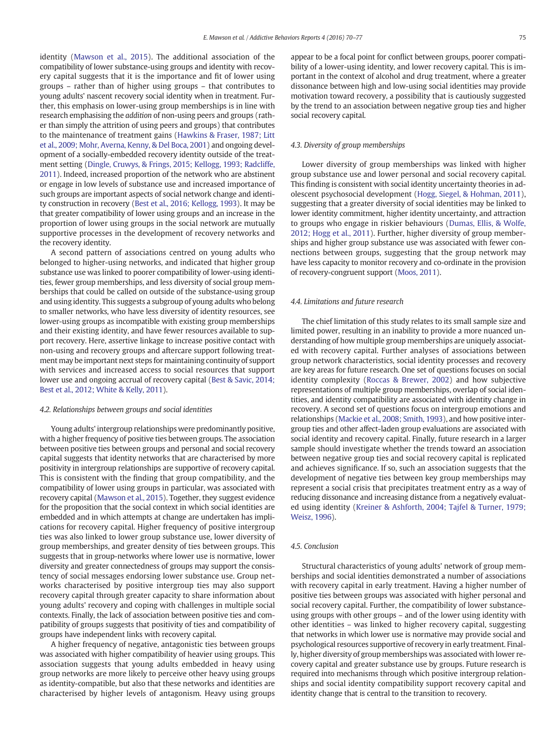identity (Mawson et al., 2015). The additional association of the compatibility of lower substance-using groups and identity with recovery capital suggests that it is the importance and fit of lower using groups – rather than of higher using groups – that contributes to young adults' nascent recovery social identity when in treatment. Further, this emphasis on lower-using group memberships is in line with research emphasising the *addition* of non-using peers and groups (rather than simply the attrition of using peers and groups) that contributes to the maintenance of treatment gains (Hawkins & Fraser, 1987; Litt et al., 2009; Mohr, Averna, Kenny, & Del Boca, 2001) and ongoing development of a socially-embedded recovery identity outside of the treatment setting (Dingle, Cruwys, & Frings, 2015; Kellogg, 1993; Radcliffe, 2011). Indeed, increased proportion of the network who are abstinent or engage in low levels of substance use and increased importance of such groups are important aspects of social network change and identity construction in recovery (Best et al., 2016; Kellogg, 1993). It may be that greater compatibility of lower using groups and an increase in the proportion of lower using groups in the social network are mutually supportive processes in the development of recovery networks and the recovery identity.

A second pattern of associations centred on young adults who belonged to higher-using networks, and indicated that higher group substance use was linked to poorer compatibility of lower-using identities, fewer group memberships, and less diversity of social group memberships that could be called on outside of the substance-using group and using identity. This suggests a subgroup of young adults who belong to smaller networks, who have less diversity of identity resources, see lower-using groups as incompatible with existing group memberships and their existing identity, and have fewer resources available to support recovery. Here, assertive linkage to increase positive contact with non-using and recovery groups and aftercare support following treatment may be important next steps for maintaining continuity of support with services and increased access to social resources that support lower use and ongoing accrual of recovery capital (Best & Savic, 2014; Best et al., 2012; White & Kelly, 2011).

### 4.2. Relationships between groups and social identities

Young adults' intergroup relationships were predominantly positive, with a higher frequency of positive ties between groups. The association between positive ties between groups and personal and social recovery capital suggests that identity networks that are characterised by more positivity in intergroup relationships are supportive of recovery capital. This is consistent with the finding that group compatibility, and the compatibility of lower using groups in particular, was associated with recovery capital (Mawson et al., 2015). Together, they suggest evidence for the proposition that the social context in which social identities are embedded and in which attempts at change are undertaken has implications for recovery capital. Higher frequency of positive intergroup ties was also linked to lower group substance use, lower diversity of group memberships, and greater density of ties between groups. This suggests that in group-networks where lower use is normative, lower diversity and greater connectedness of groups may support the consistency of social messages endorsing lower substance use. Group networks characterised by positive intergroup ties may also support recovery capital through greater capacity to share information about young adults' recovery and coping with challenges in multiple social contexts. Finally, the lack of association between positive ties and compatibility of groups suggests that positivity of ties and compatibility of groups have independent links with recovery capital.

A higher frequency of negative, antagonistic ties between groups was associated with higher compatibility of heavier using groups. This association suggests that young adults embedded in heavy using group networks are more likely to perceive other heavy using groups as identity-compatible, but also that these networks and identities are characterised by higher levels of antagonism. Heavy using groups appear to be a focal point for conflict between groups, poorer compatibility of a lower-using identity, and lower recovery capital. This is important in the context of alcohol and drug treatment, where a greater dissonance between high and low-using social identities may provide motivation toward recovery, a possibility that is cautiously suggested by the trend to an association between negative group ties and higher social recovery capital.

### 4.3. Diversity of group memberships

Lower diversity of group memberships was linked with higher group substance use and lower personal and social recovery capital. This finding is consistent with social identity uncertainty theories in adolescent psychosocial development (Hogg, Siegel, & Hohman, 2011), suggesting that a greater diversity of social identities may be linked to lower identity commitment, higher identity uncertainty, and attraction to groups who engage in riskier behaviours (Dumas, Ellis, & Wolfe, 2012; Hogg et al., 2011). Further, higher diversity of group memberships and higher group substance use was associated with fewer connections between groups, suggesting that the group network may have less capacity to monitor recovery and co-ordinate in the provision of recovery-congruent support (Moos, 2011).

### 4.4. Limitations and future research

The chief limitation of this study relates to its small sample size and limited power, resulting in an inability to provide a more nuanced understanding of how multiple group memberships are uniquely associated with recovery capital. Further analyses of associations between group network characteristics, social identity processes and recovery are key areas for future research. One set of questions focuses on social identity complexity (Roccas & Brewer, 2002) and how subjective representations of multiple group memberships, overlap of social identities, and identity compatibility are associated with identity change in recovery. A second set of questions focus on intergroup emotions and relationships (Mackie et al., 2008; Smith, 1993), and how positive intergroup ties and other affect-laden group evaluations are associated with social identity and recovery capital. Finally, future research in a larger sample should investigate whether the trends toward an association between negative group ties and social recovery capital is replicated and achieves significance. If so, such an association suggests that the development of negative ties between key group memberships may represent a social crisis that precipitates treatment entry as a way of reducing dissonance and increasing distance from a negatively evaluated using identity (Kreiner & Ashforth, 2004; Tajfel & Turner, 1979; Weisz, 1996).

### 4.5. Conclusion

Structural characteristics of young adults' network of group memberships and social identities demonstrated a number of associations with recovery capital in early treatment. Having a higher number of positive ties between groups was associated with higher personal and social recovery capital. Further, the compatibility of lower substance-using groups with other groups – and of the lower using identity with other identities – was linked to higher recovery capital, suggesting that networks in which lower use is normative may provide social and psychological resources supportive of recovery in early treatment. Finally, higher diversity of group memberships was associated with lower recovery capital and greater substance use by groups. Future research is required into mechanisms through which positive intergroup relationships and social identity compatibility support recovery capital and identity change that is central to the transition to recovery.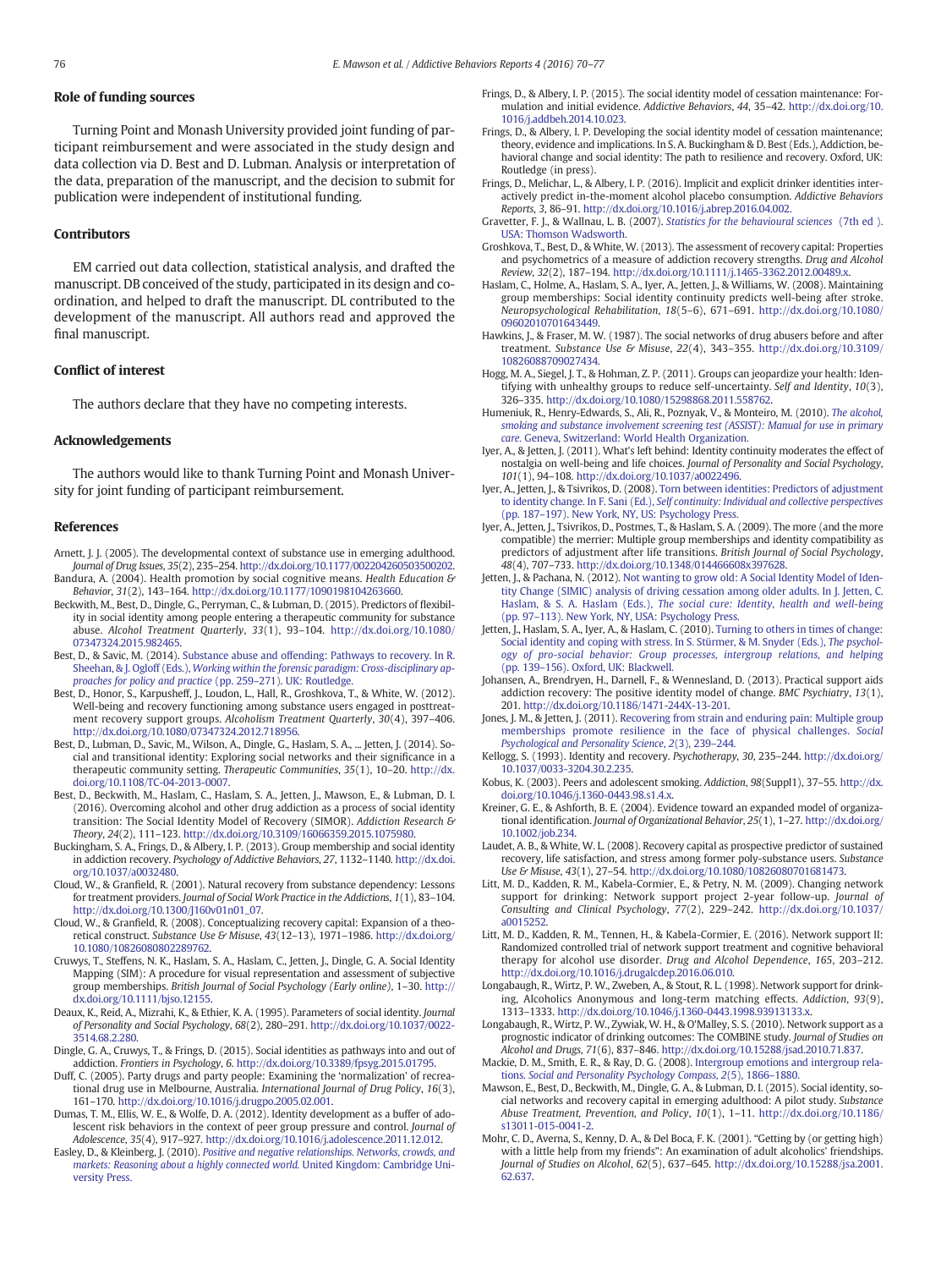## Role of funding sources

Turning Point and Monash University provided joint funding of participant reimbursement and were associated in the study design and data collection via D. Best and D. Lubman. Analysis or interpretation of the data, preparation of the manuscript, and the decision to submit for publication were independent of institutional funding.

## Contributors

EM carried out data collection, statistical analysis, and drafted the manuscript. DB conceived of the study, participated in its design and coordination, and helped to draft the manuscript. DL contributed to the development of the manuscript. All authors read and approved the final manuscript.

## Conflict of interest

The authors declare that they have no competing interests.

## Acknowledgements

The authors would like to thank Turning Point and Monash University for joint funding of participant reimbursement.

## References

Arnett, J. J. (2005). The developmental context of substance use in emerging adulthood. *Journal of Drug Issues*, *35*(2), 235–254. http://dx.doi.org/10.1177/002204260503500202.

Bandura, A. (2004). Health promotion by social cognitive means. *Health Education & Behavior*, *31*(2), 143–164. http://dx.doi.org/10.1177/1090198104263660.

Beckwith, M., Best, D., Dingle, G., Perryman, C., & Lubman, D. (2015). Predictors of flexibility in social identity among people entering a therapeutic community for substance abuse. *Alcohol Treatment Quarterly*, *33*(1), 93–104. http://dx.doi.org/10.1080/07347324.2015.982465.

Best, D., & Savic, M. (2014). Substance abuse and offending: Pathways to recovery. In R. Sheehan, & J. Ogloff (Eds.), *Working within the forensic paradigm: Cross-disciplinary approaches for policy and practice* (pp. 259–271). UK: Routledge.

Best, D., Honor, S., Karpusheff, J., Loudon, L., Hall, R., Groshkova, T., & White, W. (2012). Well-being and recovery functioning among substance users engaged in posttreatment recovery support groups. *Alcoholism Treatment Quarterly*, *30*(4), 397–406. http://dx.doi.org/10.1080/07347324.2012.718956.

Best, D., Lubman, D., Savic, M., Wilson, A., Dingle, G., Haslam, S. A., ... Jetten, J. (2014). Social and transitional identity: Exploring social networks and their significance in a therapeutic community setting. *Therapeutic Communities*, *35*(1), 10–20. http://dx.doi.org/10.1108/TC-04-2013-0007.

Best, D., Beckwith, M., Haslam, C., Haslam, S. A., Jetten, J., Mawson, E., & Lubman, D. I. (2016). Overcoming alcohol and other drug addiction as a process of social identity transition: The Social Identity Model of Recovery (SIMOR). *Addiction Research & Theory*, *24*(2), 111–123. http://dx.doi.org/10.3109/16066359.2015.1075980.

Buckingham, S. A., Frings, D., & Albery, I. P. (2013). Group membership and social identity in addiction recovery. *Psychology of Addictive Behaviors*, *27*, 1132–1140. http://dx.doi.org/10.1037/a0032480.

Cloud, W., & Granfield, R. (2001). Natural recovery from substance dependency: Lessons for treatment providers. *Journal of Social Work Practice in the Addictions*, *1*(1), 83–104. http://dx.doi.org/10.1300/J160v01n01_07.

Cloud, W., & Granfield, R. (2008). Conceptualizing recovery capital: Expansion of a theoretical construct. *Substance Use & Misuse*, *43*(12–13), 1971–1986. http://dx.doi.org/10.1080/10826080802289762.

Cruwys, T., Steffens, N. K., Haslam, S. A., Haslam, C., Jetten, J., Dingle, G. A. Social Identity Mapping (SIM): A procedure for visual representation and assessment of subjective group memberships. *British Journal of Social Psychology (Early online)*, 1–30. http://dx.doi.org/10.1111/bjso.12155.

Deaux, K., Reid, A., Mizrahi, K., & Ethier, K. A. (1995). Parameters of social identity. *Journal of Personality and Social Psychology*, *68*(2), 280–291. http://dx.doi.org/10.1037/0022-3514.68.2.280.

Dingle, G. A., Cruwys, T., & Frings, D. (2015). Social identities as pathways into and out of addiction. *Frontiers in Psychology*, *6*. http://dx.doi.org/10.3389/fpsyg.2015.01795.

Duff, C. (2005). Party drugs and party people: Examining the 'normalization' of recreational drug use in Melbourne, Australia. *International Journal of Drug Policy*, *16*(3), 161–170. http://dx.doi.org/10.1016/j.drugpo.2005.02.001.

Dumas, T. M., Ellis, W. E., & Wolfe, D. A. (2012). Identity development as a buffer of adolescent risk behaviors in the context of peer group pressure and control. *Journal of Adolescence*, *35*(4), 917–927. http://dx.doi.org/10.1016/j.adolescence.2011.12.012.

Easley, D., & Kleinberg, J. (2010). *Positive and negative relationships. Networks, crowds, and markets: Reasoning about a highly connected world.* United Kingdom: Cambridge University Press.

Frings, D., & Albery, I. P. (2015). The social identity model of cessation maintenance: Formulation and initial evidence. *Addictive Behaviors*, *44*, 35–42. http://dx.doi.org/10.1016/j.addbeh.2014.10.023.

Frings, D., & Albery, I. P. Developing the social identity model of cessation maintenance; theory, evidence and implications. In S. A. Buckingham & D. Best (Eds.), Addiction, behavioral change and social identity: The path to resilience and recovery. Oxford, UK: Routledge (in press).

Frings, D., Melichar, L., & Albery, I. P. (2016). Implicit and explicit drinker identities interactively predict in-the-moment alcohol placebo consumption. *Addictive Behaviors Reports*, *3*, 86–91. http://dx.doi.org/10.1016/j.abrep.2016.04.002.

Gravetter, F. J., & Wallnau, L. B. (2007). *Statistics for the behavioural sciences* (7th ed.). USA: Thomson Wadsworth.

Groshkova, T., Best, D., & White, W. (2013). The assessment of recovery capital: Properties and psychometrics of a measure of addiction recovery strengths. *Drug and Alcohol Review*, *32*(2), 187–194. http://dx.doi.org/10.1111/j.1465-3362.2012.00489.x.

Haslam, C., Holme, A., Haslam, S. A., Iyer, A., Jetten, J., & Williams, W. (2008). Maintaining group memberships: Social identity continuity predicts well-being after stroke. *Neuropsychological Rehabilitation*, *18*(5–6), 671–691. http://dx.doi.org/10.1080/09602010701643449.

Hawkins, J., & Fraser, M. W. (1987). The social networks of drug abusers before and after treatment. *Substance Use & Misuse*, *22*(4), 343–355. http://dx.doi.org/10.3109/10826088709027434.

Hogg, M. A., Siegel, J. T., & Hohman, Z. P. (2011). Groups can jeopardize your health: Identifying with unhealthy groups to reduce self-uncertainty. *Self and Identity*, *10*(3), 326–335. http://dx.doi.org/10.1080/15298868.2011.558762.

Humeniuk, R., Henry-Edwards, S., Ali, R., Poznyak, V., & Monteiro, M. (2010). *The alcohol, smoking and substance involvement screening test (ASSIST): Manual for use in primary care.* Geneva, Switzerland: World Health Organization.

Iyer, A., & Jetten, J. (2011). What's left behind: Identity continuity moderates the effect of nostalgia on well-being and life choices. *Journal of Personality and Social Psychology*, *101*(1), 94–108. http://dx.doi.org/10.1037/a0022496.

Iyer, A., Jetten, J., & Tsivrikos, D. (2008). Torn between identities: Predictors of adjustment to identity change. In F. Sani (Ed.), *Self continuity: Individual and collective perspectives* (pp. 187–197). New York, NY, US: Psychology Press.

Iyer, A., Jetten, J., Tsivrikos, D., Postmes, T., & Haslam, S. A. (2009). The more (and the more compatible) the merrier: Multiple group memberships and identity compatibility as predictors of adjustment after life transitions. *British Journal of Social Psychology*, *48*(4), 707–733. http://dx.doi.org/10.1348/014466608x397628.

Jetten, J., & Pachana, N. (2012). Not wanting to grow old: A Social Identity Model of Identity Change (SIMIC) analysis of driving cessation among older adults. In J. Jetten, C. Haslam, & S. A. Haslam (Eds.), *The social cure: Identity, health and well-being* (pp. 97–113). New York, NY, USA: Psychology Press.

Jetten, J., Haslam, S. A., Iyer, A., & Haslam, C. (2010). Turning to others in times of change: Social identity and coping with stress. In S. Stürmer, & M. Snyder (Eds.), *The psychology of pro-social behavior: Group processes, intergroup relations, and helping* (pp. 139–156). Oxford, UK: Blackwell.

Johansen, A., Brendryen, H., Darnell, F., & Wennesland, D. (2013). Practical support aids addiction recovery: The positive identity model of change. *BMC Psychiatry*, *13*(1), 201. http://dx.doi.org/10.1186/1471-244X-13-201.

Jones, J. M., & Jetten, J. (2011). Recovering from strain and enduring pain: Multiple group memberships promote resilience in the face of physical challenges. *Social Psychological and Personality Science*, *2*(3), 239–244.

Kellogg, S. (1993). Identity and recovery. *Psychotherapy*, *30*, 235–244. http://dx.doi.org/10.1037/0033-3204.30.2.235.

Kobus, K. (2003). Peers and adolescent smoking. *Addiction*, *98*(Suppl1), 37–55. http://dx.doi.org/10.1046/j.1360-0443.98.s1.4.x.

Kreiner, G. E., & Ashforth, B. E. (2004). Evidence toward an expanded model of organizational identification. *Journal of Organizational Behavior*, *25*(1), 1–27. http://dx.doi.org/10.1002/job.234.

Laudet, A. B., & White, W. L. (2008). Recovery capital as prospective predictor of sustained recovery, life satisfaction, and stress among former poly-substance users. *Substance Use & Misuse*, *43*(1), 27–54. http://dx.doi.org/10.1080/10826080701681473.

Litt, M. D., Kadden, R. M., Kabela-Cormier, E., & Petry, N. M. (2009). Changing network support for drinking: Network support project 2-year follow-up. *Journal of Consulting and Clinical Psychology*, *77*(2), 229–242. http://dx.doi.org/10.1037/a0015252.

Litt, M. D., Kadden, R. M., Tennen, H., & Kabela-Cormier, E. (2016). Network support II: Randomized controlled trial of network support treatment and cognitive behavioral therapy for alcohol use disorder. *Drug and Alcohol Dependence*, *165*, 203–212. http://dx.doi.org/10.1016/j.drugalcdep.2016.06.010.

Longabaugh, R., Wirtz, P. W., Zweben, A., & Stout, R. L. (1998). Network support for drinking, Alcoholics Anonymous and long-term matching effects. *Addiction*, *93*(9), 1313–1333. http://dx.doi.org/10.1046/j.1360-0443.1998.93913133.x.

Longabaugh, R., Wirtz, P. W., Zywiak, W. H., & O'Malley, S. S. (2010). Network support as a prognostic indicator of drinking outcomes: The COMBINE study. *Journal of Studies on Alcohol and Drugs*, *71*(6), 837–846. http://dx.doi.org/10.15288/jsad.2010.71.837.

Mackie, D. M., Smith, E. R., & Ray, D. G. (2008). Intergroup emotions and intergroup relations. *Social and Personality Psychology Compass*, *2*(5), 1866–1880.

Mawson, E., Best, D., Beckwith, M., Dingle, G. A., & Lubman, D. I. (2015). Social identity, social networks and recovery capital in emerging adulthood: A pilot study. *Substance Abuse Treatment, Prevention, and Policy*, *10*(1), 1–11. http://dx.doi.org/10.1186/s13011-015-0041-2.

Mohr, C. D., Averna, S., Kenny, D. A., & Del Boca, F. K. (2001). "Getting by (or getting high) with a little help from my friends": An examination of adult alcoholics' friendships. *Journal of Studies on Alcohol*, *62*(5), 637–645. http://dx.doi.org/10.15288/jsa.2001.62.637.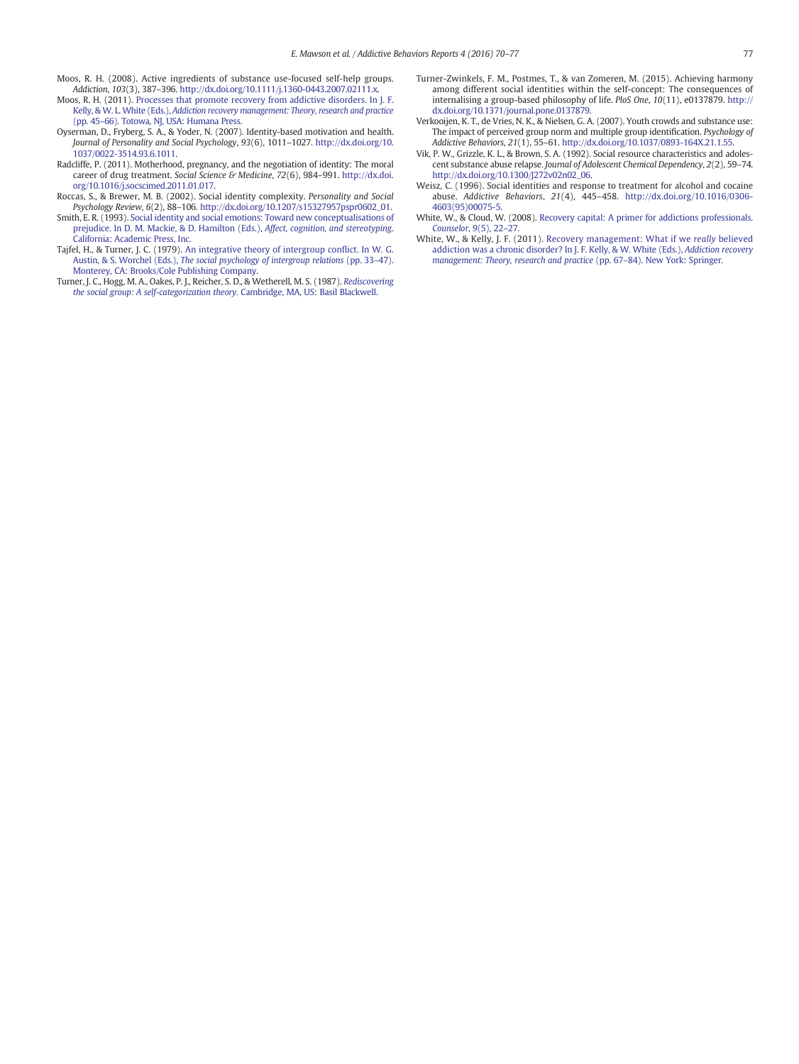Moos, R. H. (2008). Active ingredients of substance use-focused self-help groups. *Addiction*, *103*(3), 387–396. http://dx.doi.org/10.1111/j.1360-0443.2007.02111.x.

Moos, R. H. (2011). Processes that promote recovery from addictive disorders. In J. F. Kelly, & W. L. White (Eds.), *Addiction recovery management: Theory, research and practice* (pp. 45–66). Totowa, NJ, USA: Humana Press.

Oyserman, D., Fryberg, S. A., & Yoder, N. (2007). Identity-based motivation and health. *Journal of Personality and Social Psychology*, *93*(6), 1011–1027. http://dx.doi.org/10.1037/0022-3514.93.6.1011.

Radcliffe, P. (2011). Motherhood, pregnancy, and the negotiation of identity: The moral career of drug treatment. *Social Science & Medicine*, *72*(6), 984–991. http://dx.doi.org/10.1016/j.socscimed.2011.01.017.

Roccas, S., & Brewer, M. B. (2002). Social identity complexity. *Personality and Social Psychology Review*, *6*(2), 88–106. http://dx.doi.org/10.1207/s15327957pspr0602_01.

Smith, E. R. (1993). Social identity and social emotions: Toward new conceptualisations of prejudice. In D. M. Mackie, & D. Hamilton (Eds.), *Affect, cognition, and stereotyping*. California: Academic Press, Inc.

Tajfel, H., & Turner, J. C. (1979). An integrative theory of intergroup conflict. In W. G. Austin, & S. Worchel (Eds.), *The social psychology of intergroup relations* (pp. 33–47). Monterey, CA: Brooks/Cole Publishing Company.

Turner, J. C., Hogg, M. A., Oakes, P. J., Reicher, S. D., & Wetherell, M. S. (1987). *Rediscovering the social group: A self-categorization theory*. Cambridge, MA, US: Basil Blackwell.

Turner-Zwinkels, F. M., Postmes, T., & van Zomeren, M. (2015). Achieving harmony among different social identities within the self-concept: The consequences of internalising a group-based philosophy of life. *PloS One*, *10*(11), e0137879. http://dx.doi.org/10.1371/journal.pone.0137879.

Verkooijen, K. T., de Vries, N. K., & Nielsen, G. A. (2007). Youth crowds and substance use: The impact of perceived group norm and multiple group identification. *Psychology of Addictive Behaviors*, *21*(1), 55–61. http://dx.doi.org/10.1037/0893-164X.21.1.55.

Vik, P. W., Grizzle, K. L., & Brown, S. A. (1992). Social resource characteristics and adolescent substance abuse relapse. *Journal of Adolescent Chemical Dependency*, *2*(2), 59–74. http://dx.doi.org/10.1300/J272v02n02_06.

Weisz, C. (1996). Social identities and response to treatment for alcohol and cocaine abuse. *Addictive Behaviors*, *21*(4), 445–458. http://dx.doi.org/10.1016/0306-4603(95)00075-5.

White, W., & Cloud, W. (2008). Recovery capital: A primer for addictions professionals. *Counselor*, 9(5), 22–27.

White, W., & Kelly, J. F. (2011). Recovery management: What if we *really* believed addiction was a chronic disorder? In J. F. Kelly, & W. White (Eds.), *Addiction recovery management: Theory, research and practice* (pp. 67–84). New York: Springer.